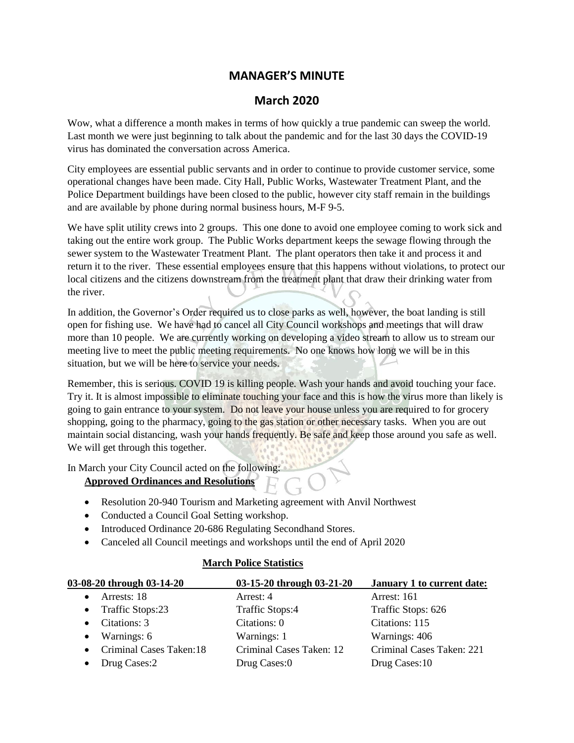# MANAGER'S MINUTE

## March 2020

Wow, what a difference a month makes in terms of how quickly a true pandemic can sweep the world. Last month we were just beginning to talk about the pandemic and for the last 30 days the COVID-19 virus has dominated the conversation across America.

City employees are essential public servants and in order to continue to provide customer service, some operational changes have been made. City Hall, Public Works, Wastewater Treatment Plant, and the Police Department buildings have been closed to the public, however city staff remain in the buildings and are available by phone during normal business hours, M-F 9-5.

We have split utility crews into 2 groups. This one done to avoid one employee coming to work sick and taking out the entire work group. The Public Works department keeps the sewage flowing through the sewer system to the Wastewater Treatment Plant. The plant operators then take it and process it and return it to the river. These essential employees ensure that this happens without violations, to protect our local citizens and the citizens downstream from the treatment plant that draw their drinking water from the river.

In addition, the Governor's Order required us to close parks as well, however, the boat landing is still open for fishing use. We have had to cancel all City Council workshops and meetings that will draw more than 10 people. We are currently working on developing a video stream to allow us to stream our meeting live to meet the public meeting requirements. No one knows how long we will be in this situation, but we will be here to service your needs.

Remember, this is serious. COVID 19 is killing people. Wash your hands and avoid touching your face. Try it. It is almost impossible to eliminate touching your face and this is how the virus more than likely is going to gain entrance to your system. Do not leave your house unless you are required to for grocery shopping, going to the pharmacy, going to the gas station or other necessary tasks. When you are out maintain social distancing, wash your hands frequently. Be safe and keep those around you safe as well. We will get through this together.

In March your City Council acted on the following:

**Approved Ordinances and Resolutions**

- Resolution 20-940 Tourism and Marketing agreement with Anvil Northwest
- Conducted a Council Goal Setting workshop.
- Introduced Ordinance 20-686 Regulating Secondhand Stores.
- Canceled all Council meetings and workshops until the end of April 2020

**March Police Statistics**

| 03-08-20 through 03-14-20 | 03-15-20 through 03-21-20 | January 1 to current date: |
|---|---|---|
| Arrests: 18 | Arrest: 4 | Arrest: 161 |
| Traffic Stops:23 | Traffic Stops:4 | Traffic Stops: 626 |
| Citations: 3 | Citations: 0 | Citations: 115 |
| Warnings: 6 | Warnings: 1 | Warnings: 406 |
| Criminal Cases Taken:18 | Criminal Cases Taken: 12 | Criminal Cases Taken: 221 |
| Drug Cases:2 | Drug Cases:0 | Drug Cases:10 |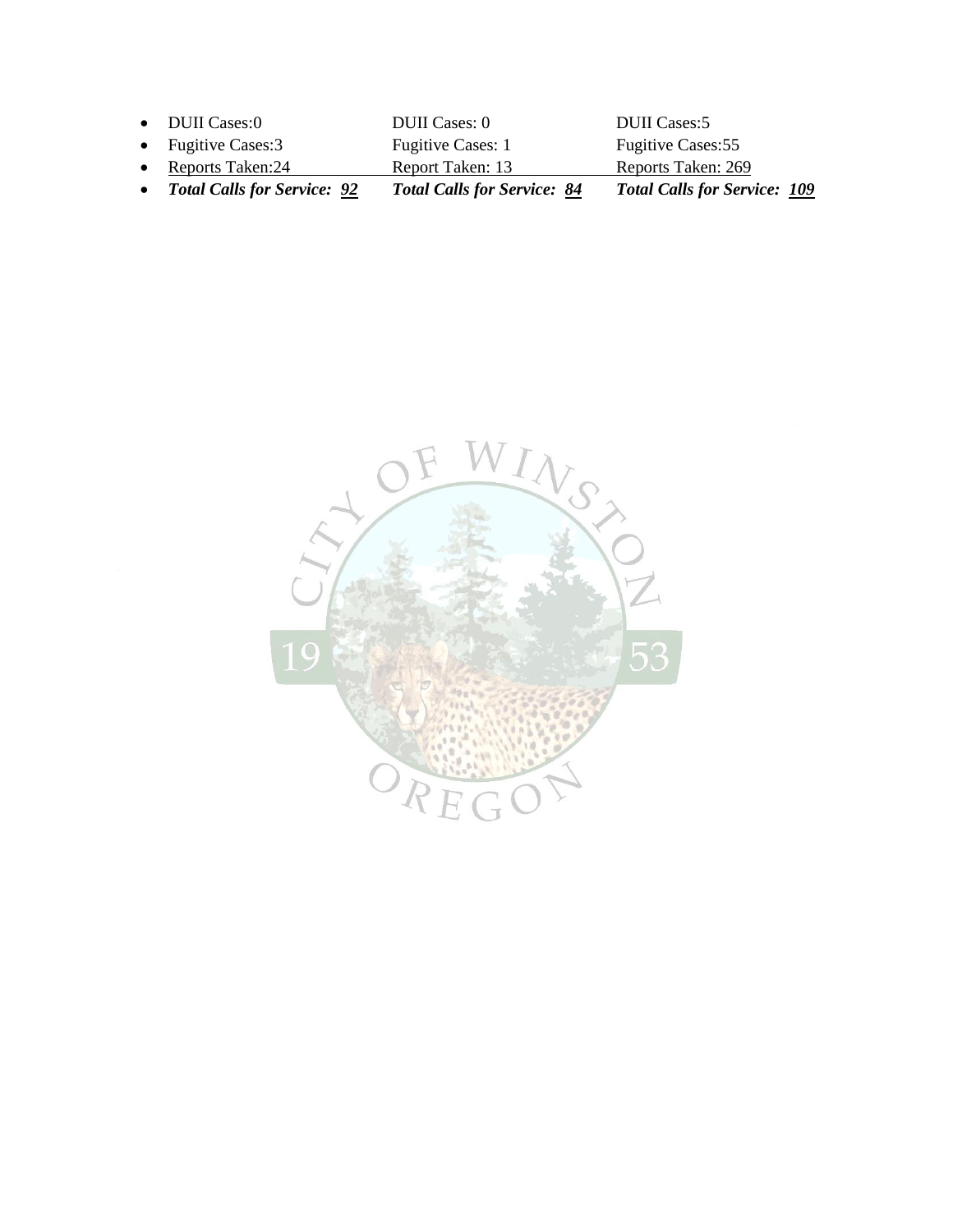| | | |
|---|---|---|
| DUII Cases:0 | DUII Cases: 0 | DUII Cases:5 |
| Fugitive Cases:3 | Fugitive Cases: 1 | Fugitive Cases:55 |
| Reports Taken:24 | Report Taken: 13 | Reports Taken: 269 |
| ***Total Calls for Service: 92*** | ***Total Calls for Service: 84*** | ***Total Calls for Service: 109*** |